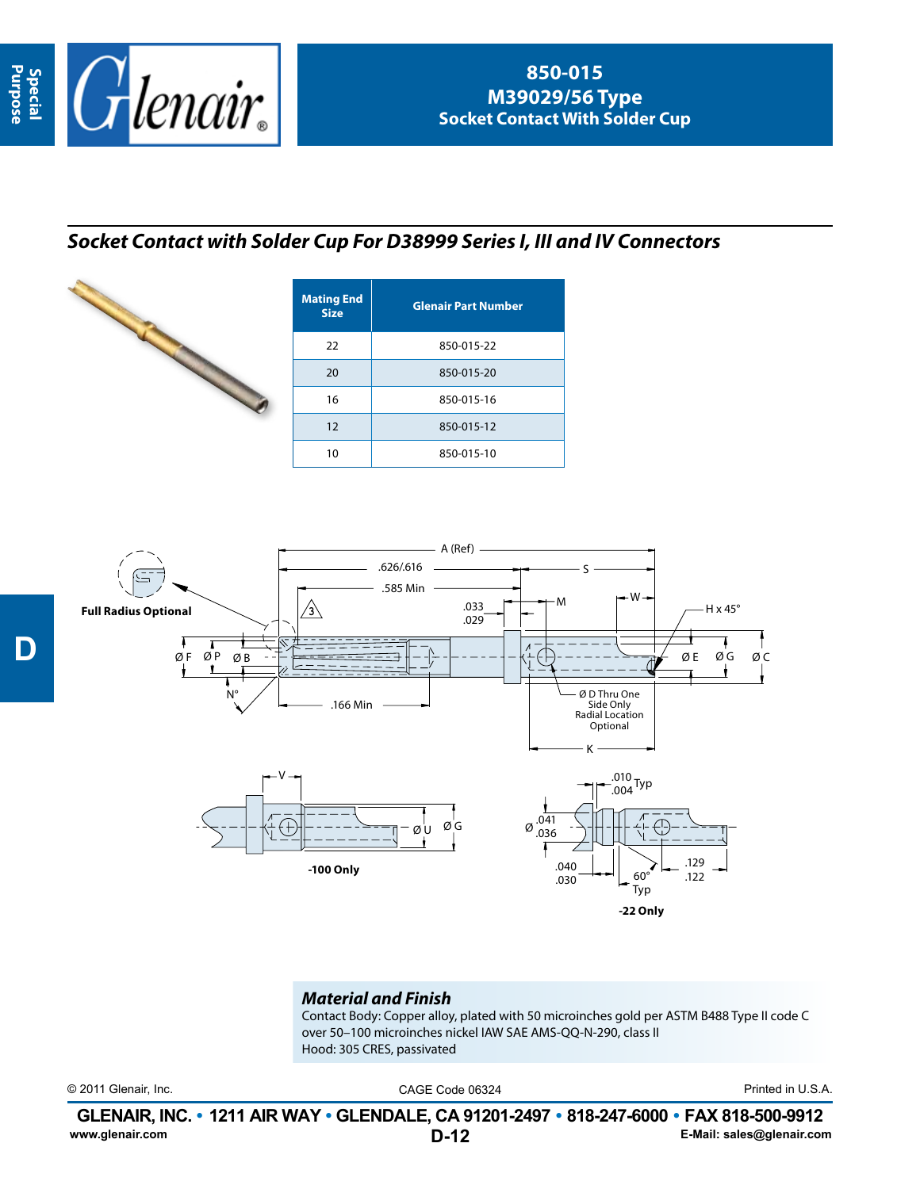# 850-015
## M39029/56 Type
## Socket Contact With Solder Cup

### *Socket Contact with Solder Cup For D38999 Series I, III and IV Connectors*

| Mating End Size | Glenair Part Number |
|---|---|
| 22 | 850-015-22 |
| 20 | 850-015-20 |
| 16 | 850-015-16 |
| 12 | 850-015-12 |
| 10 | 850-015-10 |

A (Ref)
.626/.616
S
.585 Min
W
.033
.029
M
H x 45°
3
Full Radius Optional
Ø F  Ø P  Ø B
Ø E  Ø G  Ø C
N°
.166 Min
Ø D Thru One Side Only Radial Location Optional
K

V
Ø U  Ø G
**-100 Only**

.010
.004 Typ
Ø .041
.036
.040
.030
60° Typ
.129
.122
**-22 Only**

### *Material and Finish*

Contact Body: Copper alloy, plated with 50 microinches gold per ASTM B488 Type II code C over 50–100 microinches nickel IAW SAE AMS-QQ-N-290, class II
Hood: 305 CRES, passivated

© 2011 Glenair, Inc.  CAGE Code 06324  Printed in U.S.A.

**GLENAIR, INC. • 1211 AIR WAY • GLENDALE, CA 91201-2497 • 818-247-6000 • FAX 818-500-9912**
www.glenair.com  E-Mail: sales@glenair.com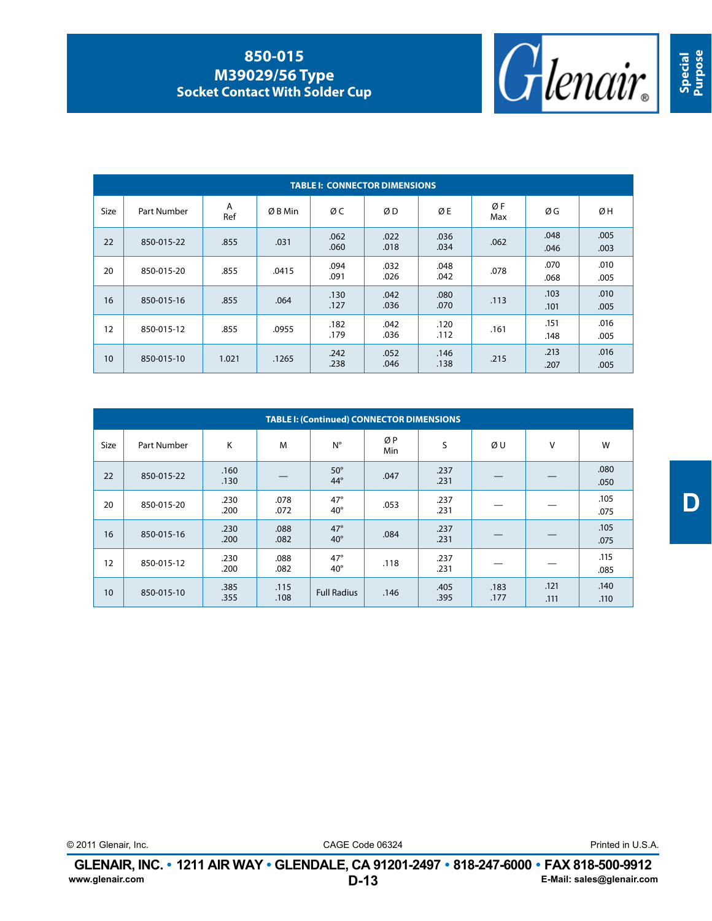# 850-015
## M39029/56 Type
### Socket Contact With Solder Cup

| TABLE I: CONNECTOR DIMENSIONS | | | | | | | | | |
|---|---|---|---|---|---|---|---|---|---|
| Size | Part Number | A Ref | Ø B Min | Ø C | Ø D | Ø E | Ø F Max | Ø G | Ø H |
| 22 | 850-015-22 | .855 | .031 | .062 .060 | .022 .018 | .036 .034 | .062 | .048 .046 | .005 .003 |
| 20 | 850-015-20 | .855 | .0415 | .094 .091 | .032 .026 | .048 .042 | .078 | .070 .068 | .010 .005 |
| 16 | 850-015-16 | .855 | .064 | .130 .127 | .042 .036 | .080 .070 | .113 | .103 .101 | .010 .005 |
| 12 | 850-015-12 | .855 | .0955 | .182 .179 | .042 .036 | .120 .112 | .161 | .151 .148 | .016 .005 |
| 10 | 850-015-10 | 1.021 | .1265 | .242 .238 | .052 .046 | .146 .138 | .215 | .213 .207 | .016 .005 |

| TABLE I: (Continued) CONNECTOR DIMENSIONS | | | | | | | | | |
|---|---|---|---|---|---|---|---|---|---|
| Size | Part Number | K | M | N° | Ø P Min | S | Ø U | V | W |
| 22 | 850-015-22 | .160 .130 | — | 50° 44° | .047 | .237 .231 | — | — | .080 .050 |
| 20 | 850-015-20 | .230 .200 | .078 .072 | 47° 40° | .053 | .237 .231 | — | — | .105 .075 |
| 16 | 850-015-16 | .230 .200 | .088 .082 | 47° 40° | .084 | .237 .231 | — | — | .105 .075 |
| 12 | 850-015-12 | .230 .200 | .088 .082 | 47° 40° | .118 | .237 .231 | — | — | .115 .085 |
| 10 | 850-015-10 | .385 .355 | .115 .108 | Full Radius | .146 | .405 .395 | .183 .177 | .121 .111 | .140 .110 |